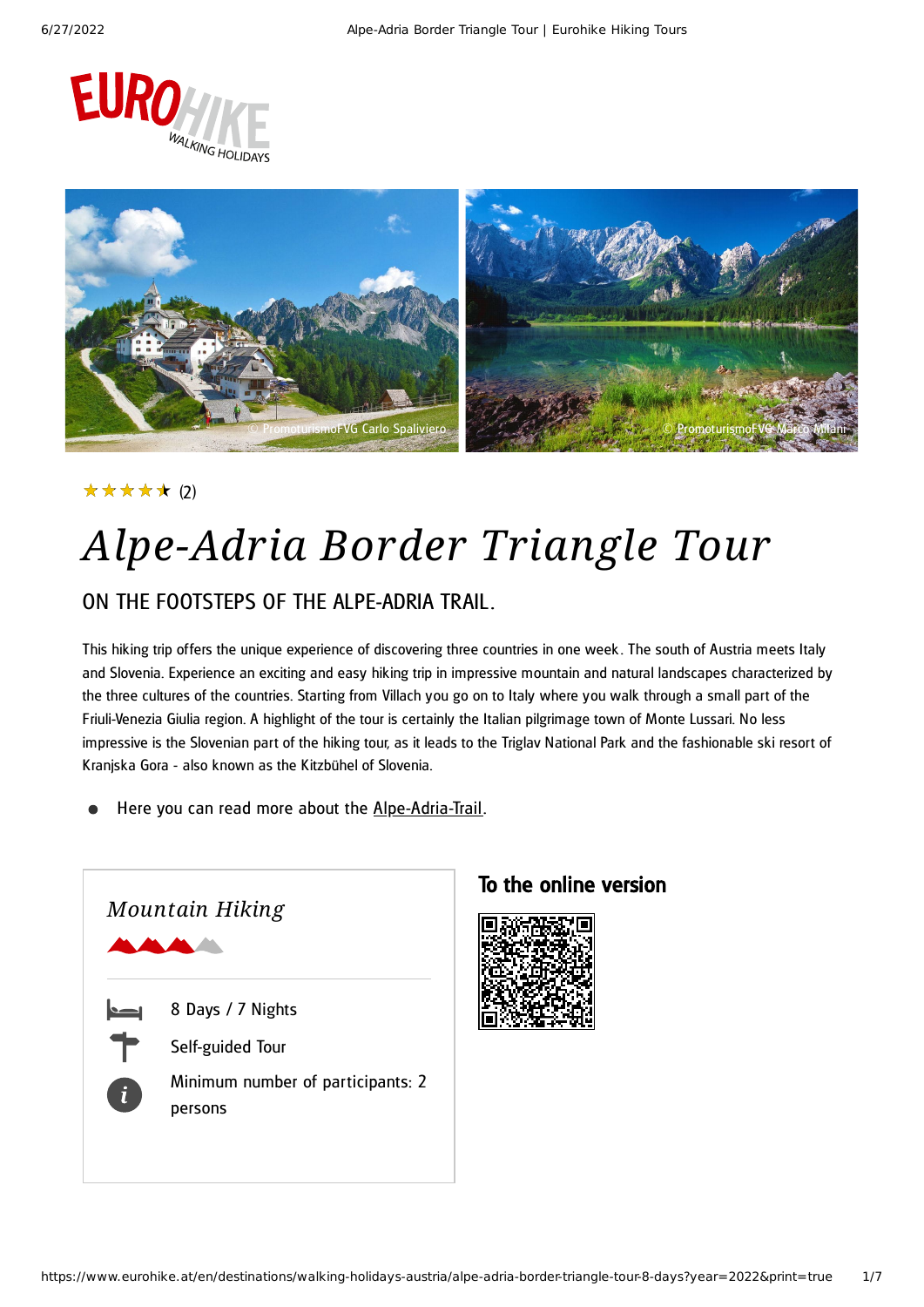© PromoturismoFVG Carlo Spaliviero

© PromoturismoFVG Marco Milani

★★★★½ (2)

# Alpe-Adria Border Triangle Tour

## ON THE FOOTSTEPS OF THE ALPE-ADRIA TRAIL.

This hiking trip offers the unique experience of discovering three countries in one week. The south of Austria meets Italy and Slovenia. Experience an exciting and easy hiking trip in impressive mountain and natural landscapes characterized by the three cultures of the countries. Starting from Villach you go on to Italy where you walk through a small part of the Friuli-Venezia Giulia region. A highlight of the tour is certainly the Italian pilgrimage town of Monte Lussari. No less impressive is the Slovenian part of the hiking tour, as it leads to the Triglav National Park and the fashionable ski resort of Kranjska Gora - also known as the Kitzbühel of Slovenia.

- Here you can read more about the Alpe-Adria-Trail.

*Mountain Hiking*

8 Days / 7 Nights

Self-guided Tour

Minimum number of participants: 2 persons

**To the online version**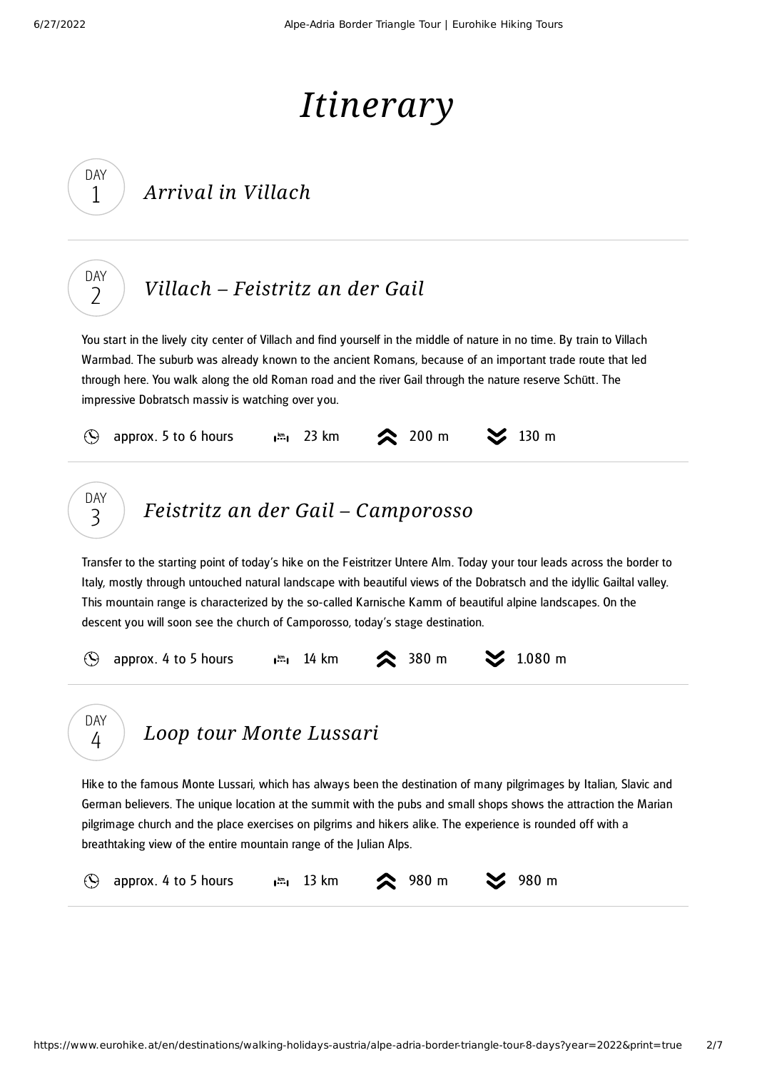# *Itinerary*

## DAY 1 — *Arrival in Villach*

## DAY 2 — *Villach – Feistritz an der Gail*

You start in the lively city center of Villach and find yourself in the middle of nature in no time. By train to Villach Warmbad. The suburb was already known to the ancient Romans, because of an important trade route that led through here. You walk along the old Roman road and the river Gail through the nature reserve Schütt. The impressive Dobratsch massiv is watching over you.

approx. 5 to 6 hours | 23 km | 200 m | 130 m

## DAY 3 — *Feistritz an der Gail – Camporosso*

Transfer to the starting point of today's hike on the Feistritzer Untere Alm. Today your tour leads across the border to Italy, mostly through untouched natural landscape with beautiful views of the Dobratsch and the idyllic Gailtal valley. This mountain range is characterized by the so-called Karnische Kamm of beautiful alpine landscapes. On the descent you will soon see the church of Camporosso, today's stage destination.

approx. 4 to 5 hours | 14 km | 380 m | 1.080 m

## DAY 4 — *Loop tour Monte Lussari*

Hike to the famous Monte Lussari, which has always been the destination of many pilgrimages by Italian, Slavic and German believers. The unique location at the summit with the pubs and small shops shows the attraction the Marian pilgrimage church and the place exercises on pilgrims and hikers alike. The experience is rounded off with a breathtaking view of the entire mountain range of the Julian Alps.

approx. 4 to 5 hours | 13 km | 980 m | 980 m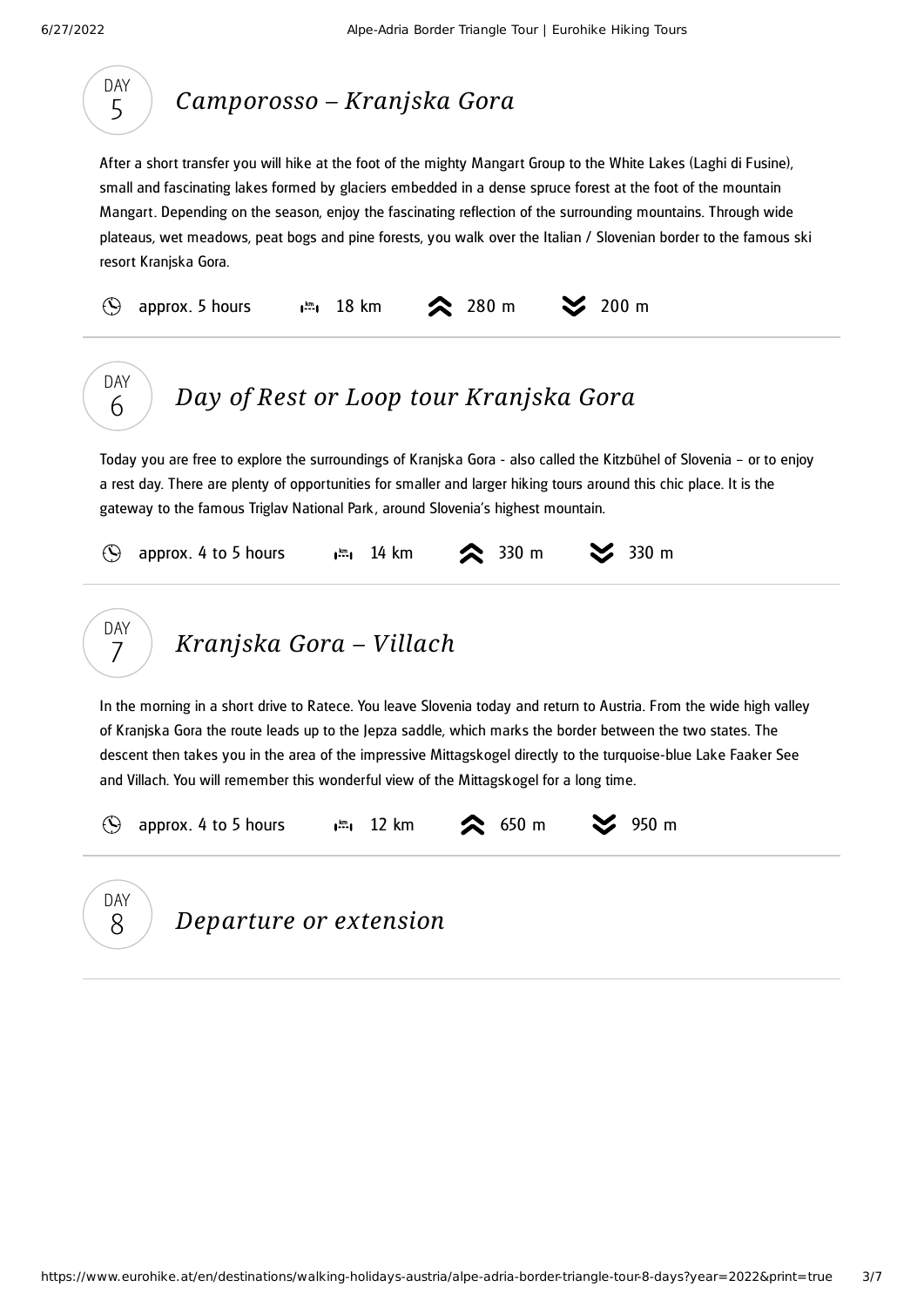## DAY 5 — *Camporosso – Kranjska Gora*

After a short transfer you will hike at the foot of the mighty Mangart Group to the White Lakes (Laghi di Fusine), small and fascinating lakes formed by glaciers embedded in a dense spruce forest at the foot of the mountain Mangart. Depending on the season, enjoy the fascinating reflection of the surrounding mountains. Through wide plateaus, wet meadows, peat bogs and pine forests, you walk over the Italian / Slovenian border to the famous ski resort Kranjska Gora.

approx. 5 hours | 18 km | 280 m | 200 m

## DAY 6 — *Day of Rest or Loop tour Kranjska Gora*

Today you are free to explore the surroundings of Kranjska Gora - also called the Kitzbühel of Slovenia – or to enjoy a rest day. There are plenty of opportunities for smaller and larger hiking tours around this chic place. It is the gateway to the famous Triglav National Park, around Slovenia's highest mountain.

approx. 4 to 5 hours | 14 km | 330 m | 330 m

## DAY 7 — *Kranjska Gora – Villach*

In the morning in a short drive to Ratece. You leave Slovenia today and return to Austria. From the wide high valley of Kranjska Gora the route leads up to the Jepza saddle, which marks the border between the two states. The descent then takes you in the area of the impressive Mittagskogel directly to the turquoise-blue Lake Faaker See and Villach. You will remember this wonderful view of the Mittagskogel for a long time.

approx. 4 to 5 hours | 12 km | 650 m | 950 m

## DAY 8 — *Departure or extension*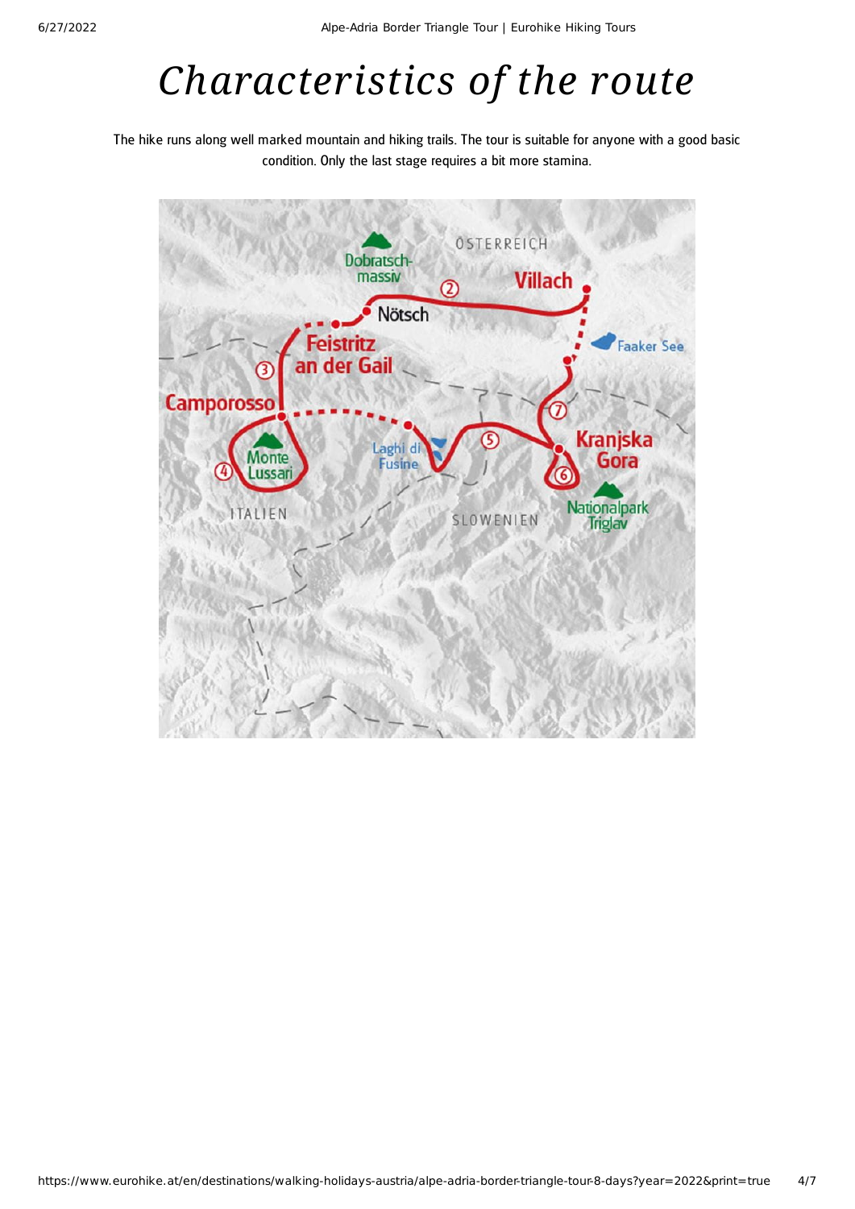# Characteristics of the route

The hike runs along well marked mountain and hiking trails. The tour is suitable for anyone with a good basic condition. Only the last stage requires a bit more stamina.

ÖSTERREICH
Dobratsch-massiv
2
Villach
Nötsch
Feistritz an der Gail
3
Faaker See
Camporosso
7
Kranjska Gora
Monte Lussari
4
Laghi di Fusine
5
6
Nationalpark Triglav
ITALIEN
SLOWENIEN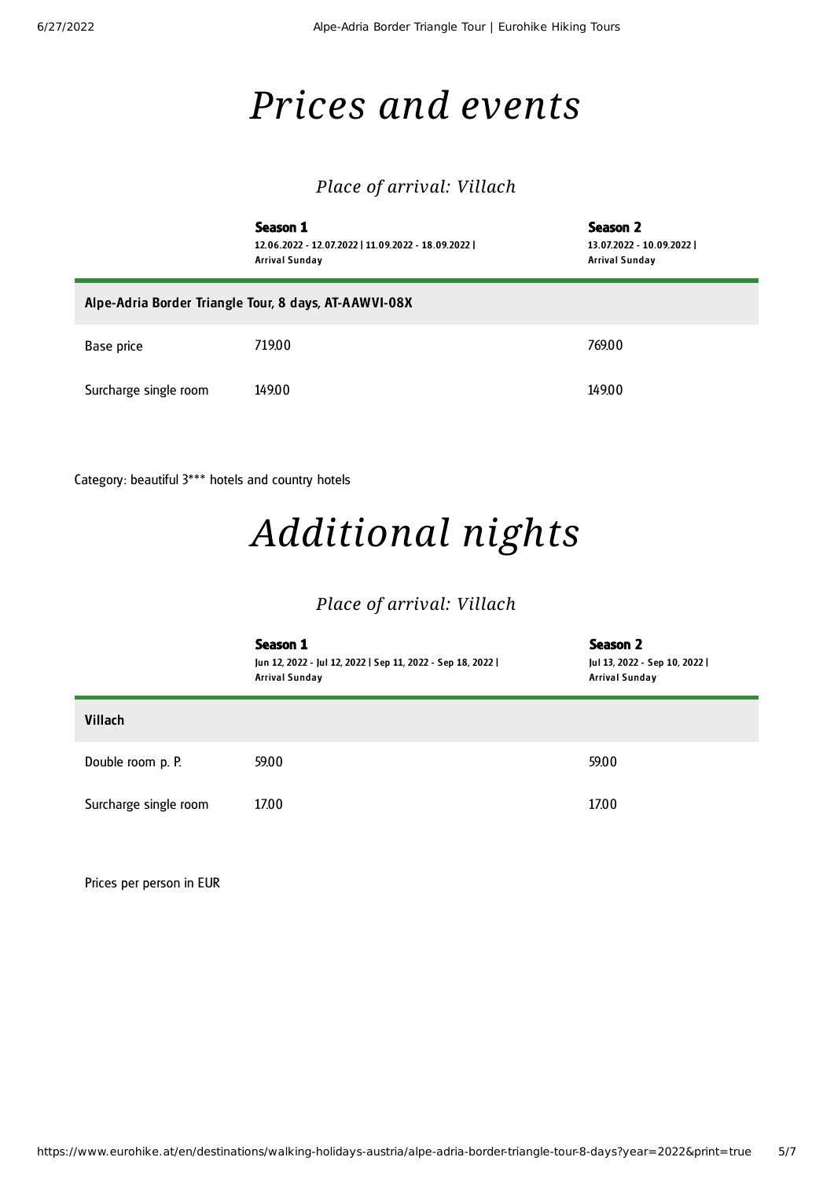# Prices and events

### Place of arrival: Villach

| | **Season 1**<br>12.06.2022 - 12.07.2022 \| 11.09.2022 - 18.09.2022 \|<br>Arrival Sunday | **Season 2**<br>13.07.2022 - 10.09.2022 \|<br>Arrival Sunday |
|---|---|---|
| **Alpe-Adria Border Triangle Tour, 8 days, AT-AAWVI-08X** | | |
| Base price | 719.00 | 769.00 |
| Surcharge single room | 149.00 | 149.00 |

Category: beautiful 3*** hotels and country hotels

# Additional nights

### Place of arrival: Villach

| | **Season 1**<br>Jun 12, 2022 - Jul 12, 2022 \| Sep 11, 2022 - Sep 18, 2022 \|<br>Arrival Sunday | **Season 2**<br>Jul 13, 2022 - Sep 10, 2022 \|<br>Arrival Sunday |
|---|---|---|
| **Villach** | | |
| Double room p. P. | 59.00 | 59.00 |
| Surcharge single room | 17.00 | 17.00 |

Prices per person in EUR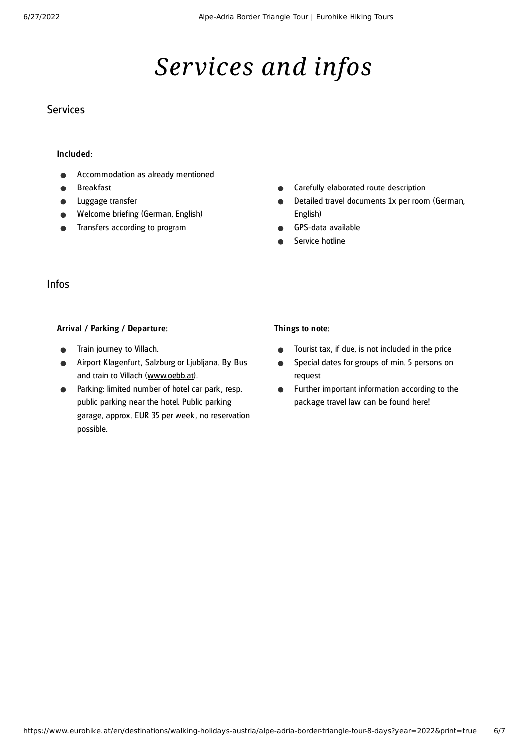# *Services and infos*

## Services

**Included:**

- Accommodation as already mentioned
- Breakfast
- Luggage transfer
- Welcome briefing (German, English)
- Transfers according to program
- Carefully elaborated route description
- Detailed travel documents 1x per room (German, English)
- GPS-data available
- Service hotline

## Infos

**Arrival / Parking / Departure:**

- Train journey to Villach.
- Airport Klagenfurt, Salzburg or Ljubljana. By Bus and train to Villach (www.oebb.at).
- Parking: limited number of hotel car park, resp. public parking near the hotel. Public parking garage, approx. EUR 35 per week, no reservation possible.

**Things to note:**

- Tourist tax, if due, is not included in the price
- Special dates for groups of min. 5 persons on request
- Further important information according to the package travel law can be found here!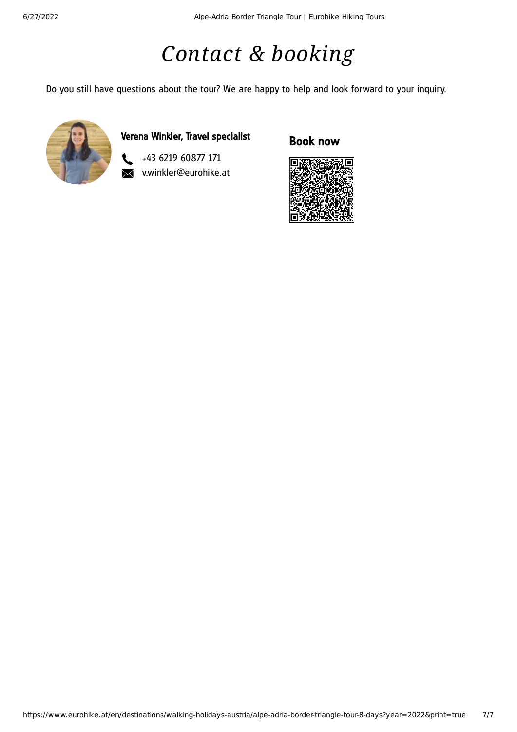# *Contact & booking*

Do you still have questions about the tour? We are happy to help and look forward to your inquiry.

**Verena Winkler, Travel specialist**

+43 6219 60877 171

v.winkler@eurohike.at

**Book now**